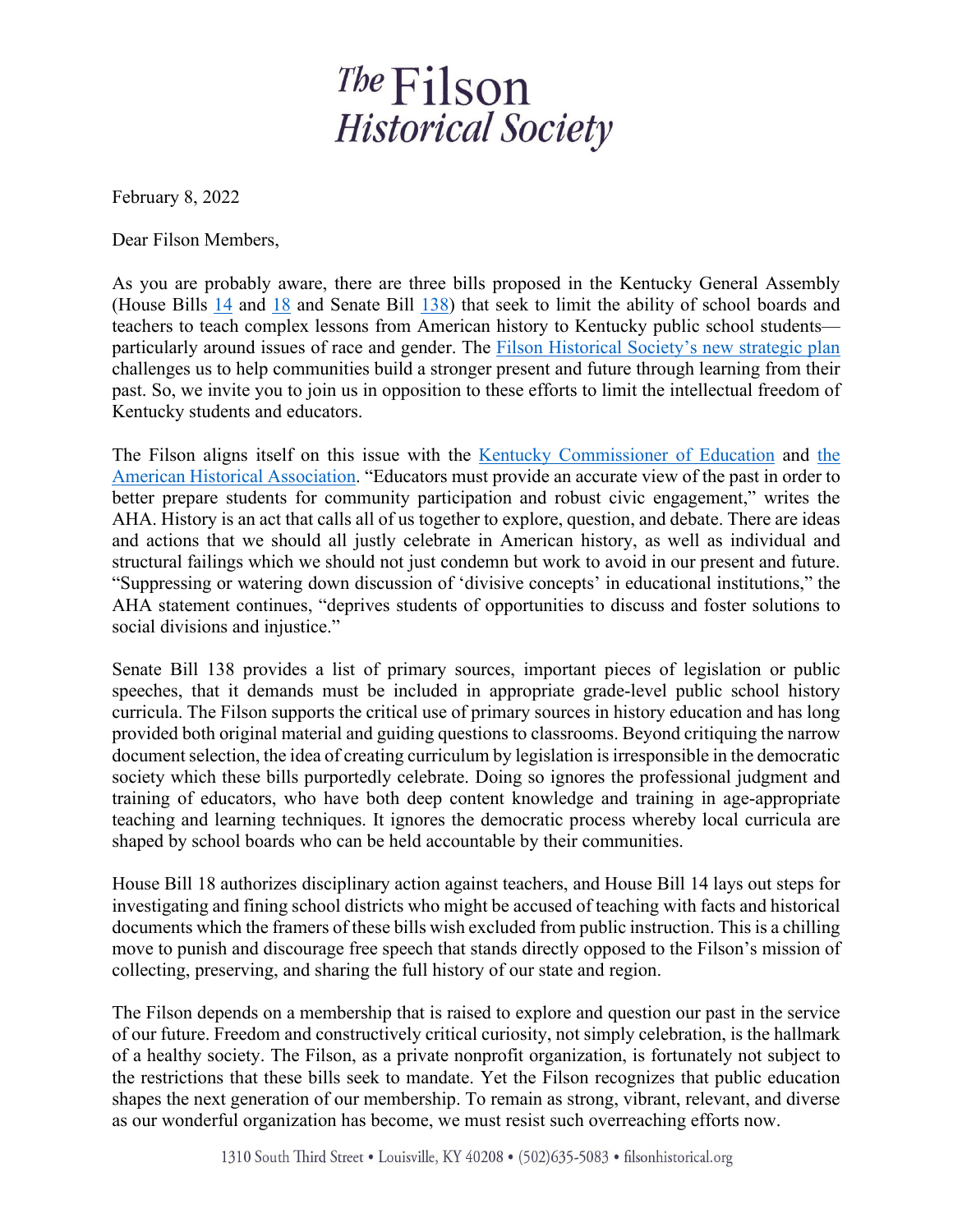# *The* Filson Historical Society

February 8, 2022

Dear Filson Members,

As you are probably aware, there are three bills proposed in the Kentucky General Assembly (House Bills 14 and 18 and Senate Bill 138) that seek to limit the ability of school boards and teachers to teach complex lessons from American history to Kentucky public school students—particularly around issues of race and gender. The Filson Historical Society's new strategic plan challenges us to help communities build a stronger present and future through learning from their past. So, we invite you to join us in opposition to these efforts to limit the intellectual freedom of Kentucky students and educators.

The Filson aligns itself on this issue with the Kentucky Commissioner of Education and the American Historical Association. "Educators must provide an accurate view of the past in order to better prepare students for community participation and robust civic engagement," writes the AHA. History is an act that calls all of us together to explore, question, and debate. There are ideas and actions that we should all justly celebrate in American history, as well as individual and structural failings which we should not just condemn but work to avoid in our present and future. "Suppressing or watering down discussion of 'divisive concepts' in educational institutions," the AHA statement continues, "deprives students of opportunities to discuss and foster solutions to social divisions and injustice."

Senate Bill 138 provides a list of primary sources, important pieces of legislation or public speeches, that it demands must be included in appropriate grade-level public school history curricula. The Filson supports the critical use of primary sources in history education and has long provided both original material and guiding questions to classrooms. Beyond critiquing the narrow document selection, the idea of creating curriculum by legislation is irresponsible in the democratic society which these bills purportedly celebrate. Doing so ignores the professional judgment and training of educators, who have both deep content knowledge and training in age-appropriate teaching and learning techniques. It ignores the democratic process whereby local curricula are shaped by school boards who can be held accountable by their communities.

House Bill 18 authorizes disciplinary action against teachers, and House Bill 14 lays out steps for investigating and fining school districts who might be accused of teaching with facts and historical documents which the framers of these bills wish excluded from public instruction. This is a chilling move to punish and discourage free speech that stands directly opposed to the Filson's mission of collecting, preserving, and sharing the full history of our state and region.

The Filson depends on a membership that is raised to explore and question our past in the service of our future. Freedom and constructively critical curiosity, not simply celebration, is the hallmark of a healthy society. The Filson, as a private nonprofit organization, is fortunately not subject to the restrictions that these bills seek to mandate. Yet the Filson recognizes that public education shapes the next generation of our membership. To remain as strong, vibrant, relevant, and diverse as our wonderful organization has become, we must resist such overreaching efforts now.

1310 South Third Street • Louisville, KY 40208 • (502)635-5083 • filsonhistorical.org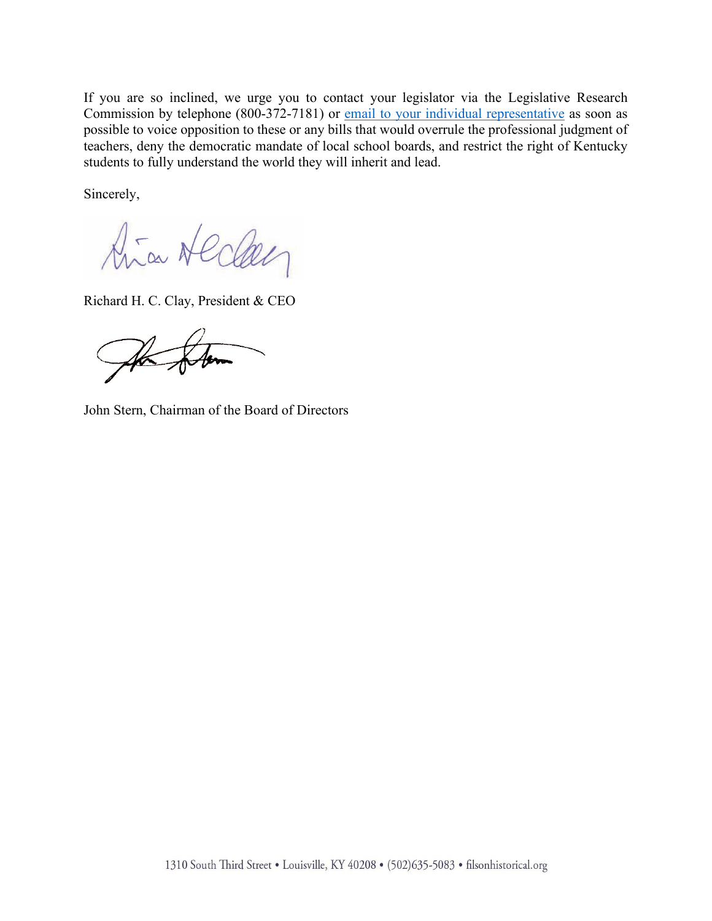If you are so inclined, we urge you to contact your legislator via the Legislative Research Commission by telephone (800-372-7181) or email to your individual representative as soon as possible to voice opposition to these or any bills that would overrule the professional judgment of teachers, deny the democratic mandate of local school boards, and restrict the right of Kentucky students to fully understand the world they will inherit and lead.

Sincerely,

Richard H. C. Clay, President & CEO

John Stern, Chairman of the Board of Directors